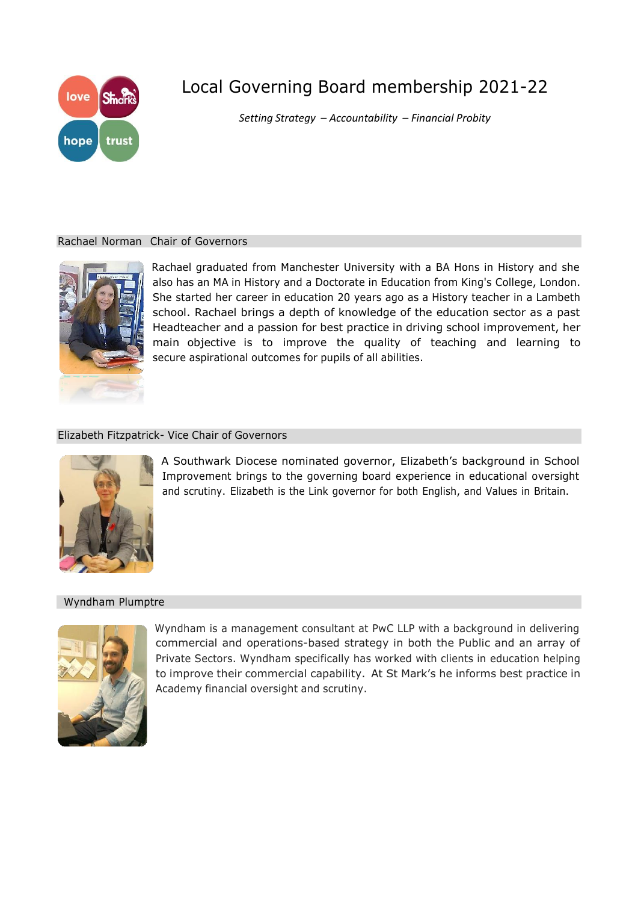# Local Governing Board membership 2021-22

*Setting Strategy – Accountability – Financial Probity*

## Rachael Norman Chair of Governors

Rachael graduated from Manchester University with a BA Hons in History and she also has an MA in History and a Doctorate in Education from King's College, London. She started her career in education 20 years ago as a History teacher in a Lambeth school. Rachael brings a depth of knowledge of the education sector as a past Headteacher and a passion for best practice in driving school improvement, her main objective is to improve the quality of teaching and learning to secure aspirational outcomes for pupils of all abilities.

## Elizabeth Fitzpatrick- Vice Chair of Governors

A Southwark Diocese nominated governor, Elizabeth's background in School Improvement brings to the governing board experience in educational oversight and scrutiny. Elizabeth is the Link governor for both English, and Values in Britain.

## Wyndham Plumptre

Wyndham is a management consultant at PwC LLP with a background in delivering commercial and operations-based strategy in both the Public and an array of Private Sectors. Wyndham specifically has worked with clients in education helping to improve their commercial capability. At St Mark's he informs best practice in Academy financial oversight and scrutiny.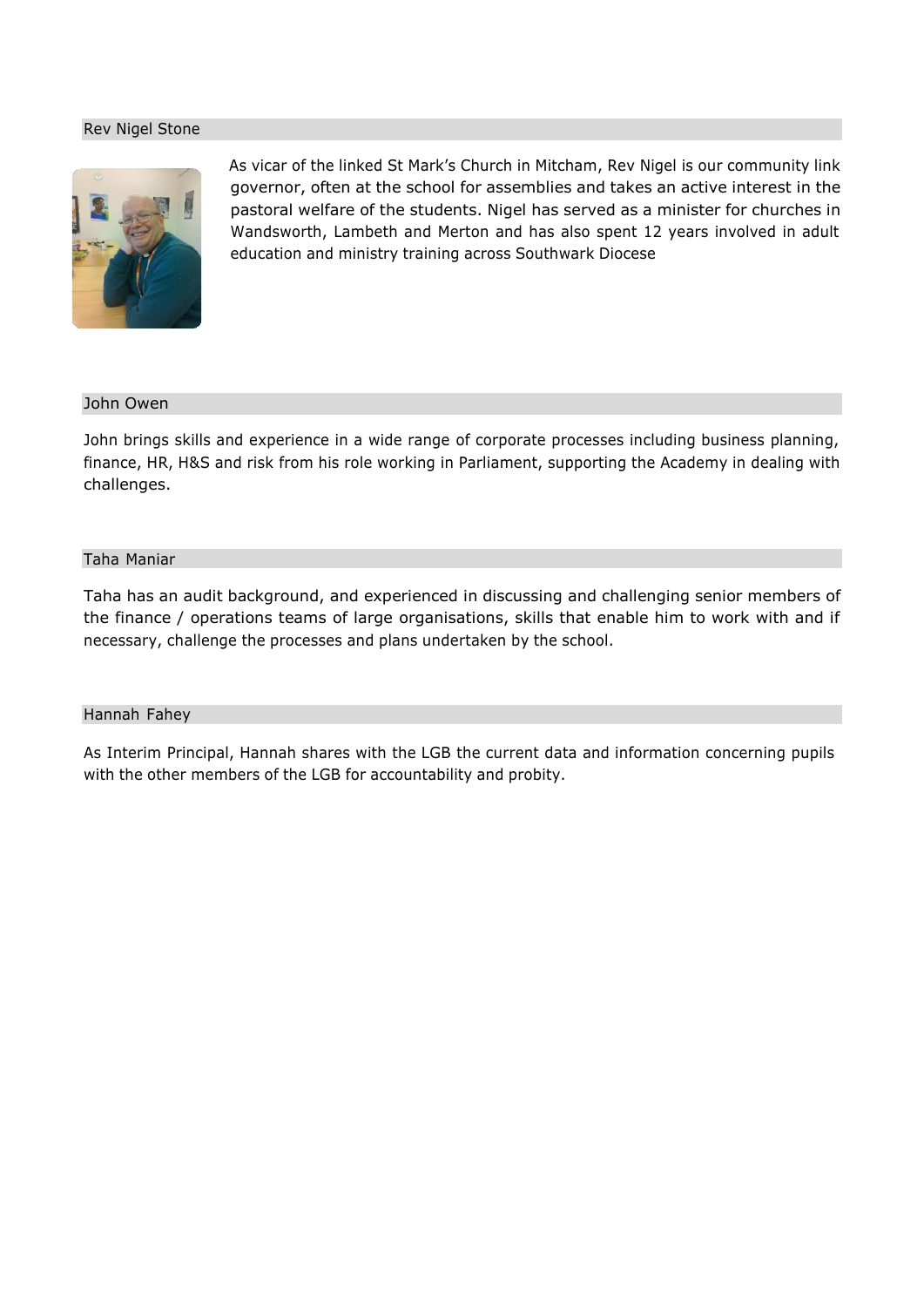## Rev Nigel Stone

As vicar of the linked St Mark's Church in Mitcham, Rev Nigel is our community link governor, often at the school for assemblies and takes an active interest in the pastoral welfare of the students. Nigel has served as a minister for churches in Wandsworth, Lambeth and Merton and has also spent 12 years involved in adult education and ministry training across Southwark Diocese

## John Owen

John brings skills and experience in a wide range of corporate processes including business planning, finance, HR, H&S and risk from his role working in Parliament, supporting the Academy in dealing with challenges.

## Taha Maniar

Taha has an audit background, and experienced in discussing and challenging senior members of the finance / operations teams of large organisations, skills that enable him to work with and if necessary, challenge the processes and plans undertaken by the school.

## Hannah Fahey

As Interim Principal, Hannah shares with the LGB the current data and information concerning pupils with the other members of the LGB for accountability and probity.